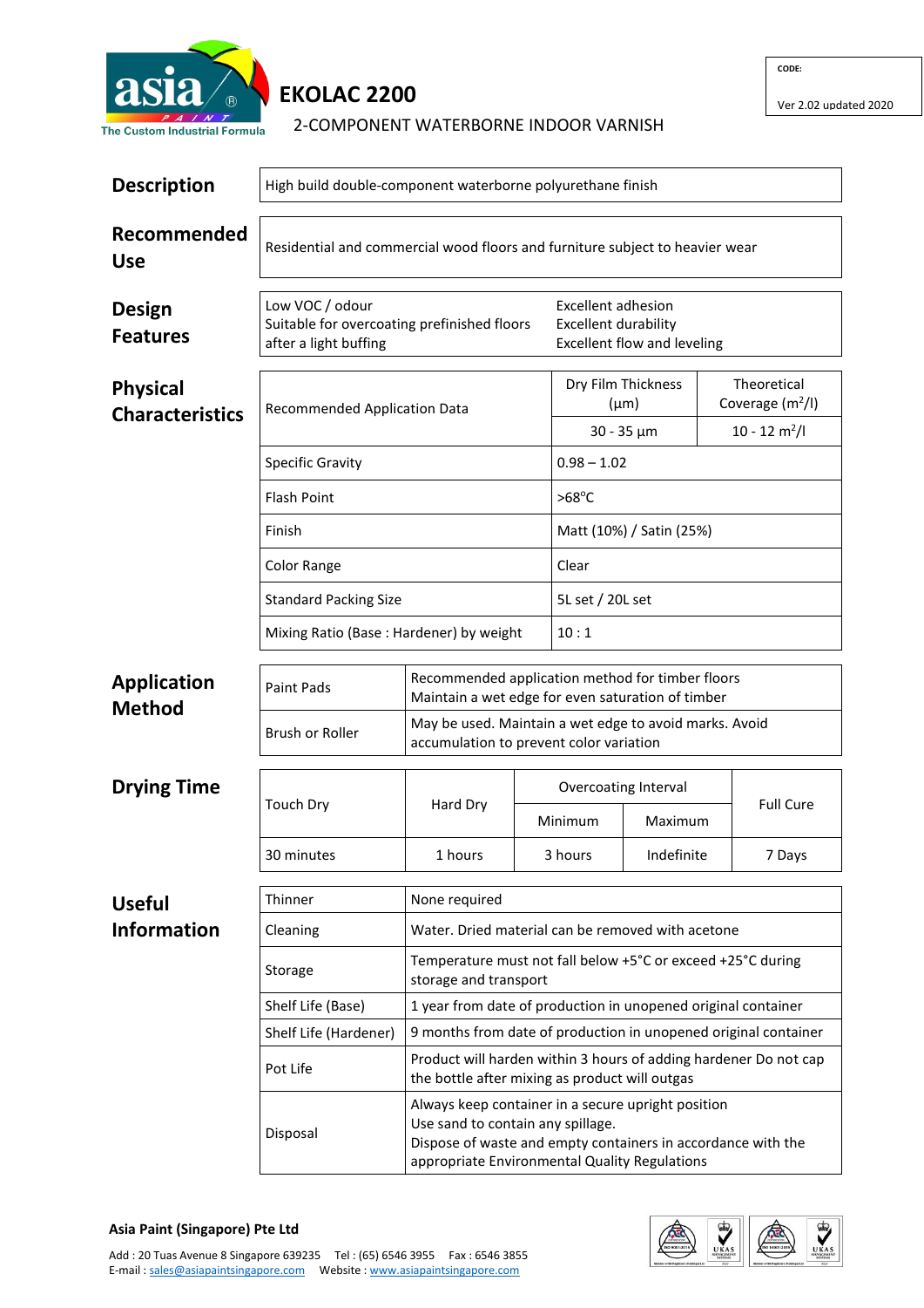asia PAINT
The Custom Industrial Formula

# EKOLAC 2200

## 2-COMPONENT WATERBORNE INDOOR VARNISH

CODE:

Ver 2.02 updated 2020

## Description

High build double-component waterborne polyurethane finish

## Recommended Use

Residential and commercial wood floors and furniture subject to heavier wear

## Design Features

| | |
|---|---|
| Low VOC / odour | Excellent adhesion |
| Suitable for overcoating prefinished floors after a light buffing | Excellent durability |
| | Excellent flow and leveling |

## Physical Characteristics

| Recommended Application Data | Dry Film Thickness (µm) | Theoretical Coverage ($m^2/l$) |
|---|---|---|
| | 30 - 35 µm | 10 - 12 $m^2/l$ |
| Specific Gravity | 0.98 – 1.02 | |
| Flash Point | >68°C | |
| Finish | Matt (10%) / Satin (25%) | |
| Color Range | Clear | |
| Standard Packing Size | 5L set / 20L set | |
| Mixing Ratio (Base : Hardener) by weight | 10 : 1 | |

## Application Method

| | |
|---|---|
| Paint Pads | Recommended application method for timber floors<br>Maintain a wet edge for even saturation of timber |
| Brush or Roller | May be used. Maintain a wet edge to avoid marks. Avoid accumulation to prevent color variation |

## Drying Time

| Touch Dry | Hard Dry | Overcoating Interval | | Full Cure |
|---|---|---|---|---|
| | | Minimum | Maximum | |
| 30 minutes | 1 hours | 3 hours | Indefinite | 7 Days |

## Useful Information

| | |
|---|---|
| Thinner | None required |
| Cleaning | Water. Dried material can be removed with acetone |
| Storage | Temperature must not fall below +5°C or exceed +25°C during storage and transport |
| Shelf Life (Base) | 1 year from date of production in unopened original container |
| Shelf Life (Hardener) | 9 months from date of production in unopened original container |
| Pot Life | Product will harden within 3 hours of adding hardener Do not cap the bottle after mixing as product will outgas |
| Disposal | Always keep container in a secure upright position<br>Use sand to contain any spillage.<br>Dispose of waste and empty containers in accordance with the appropriate Environmental Quality Regulations |

**Asia Paint (Singapore) Pte Ltd**

Add : 20 Tuas Avenue 8 Singapore 639235 Tel : (65) 6546 3955 Fax : 6546 3855
E-mail : sales@asiapaintsingapore.com Website : www.asiapaintsingapore.com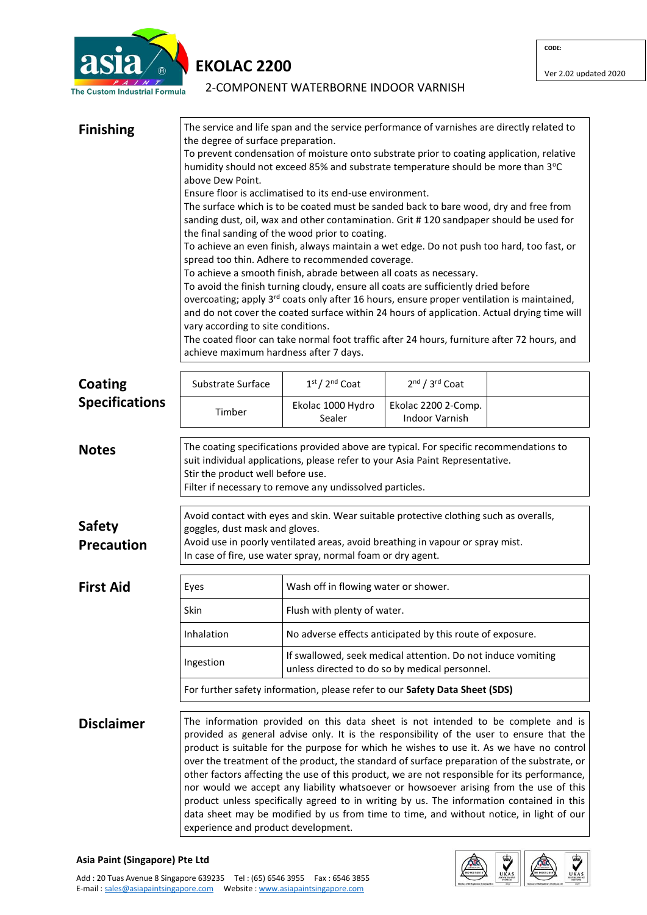# EKOLAC 2200

2-COMPONENT WATERBORNE INDOOR VARNISH

CODE:

Ver 2.02 updated 2020

## Finishing

The service and life span and the service performance of varnishes are directly related to the degree of surface preparation.
To prevent condensation of moisture onto substrate prior to coating application, relative humidity should not exceed 85% and substrate temperature should be more than 3°C above Dew Point.
Ensure floor is acclimatised to its end-use environment.
The surface which is to be coated must be sanded back to bare wood, dry and free from sanding dust, oil, wax and other contamination. Grit # 120 sandpaper should be used for the final sanding of the wood prior to coating.
To achieve an even finish, always maintain a wet edge. Do not push too hard, too fast, or spread too thin. Adhere to recommended coverage.
To achieve a smooth finish, abrade between all coats as necessary.
To avoid the finish turning cloudy, ensure all coats are sufficiently dried before overcoating; apply 3rd coats only after 16 hours, ensure proper ventilation is maintained, and do not cover the coated surface within 24 hours of application. Actual drying time will vary according to site conditions.
The coated floor can take normal foot traffic after 24 hours, furniture after 72 hours, and achieve maximum hardness after 7 days.

## Coating Specifications

| Substrate Surface | 1st / 2nd Coat | 2nd / 3rd Coat | |
|---|---|---|---|
| Timber | Ekolac 1000 Hydro Sealer | Ekolac 2200 2-Comp. Indoor Varnish | |

## Notes

The coating specifications provided above are typical. For specific recommendations to suit individual applications, please refer to your Asia Paint Representative.
Stir the product well before use.
Filter if necessary to remove any undissolved particles.

## Safety Precaution

Avoid contact with eyes and skin. Wear suitable protective clothing such as overalls, goggles, dust mask and gloves.
Avoid use in poorly ventilated areas, avoid breathing in vapour or spray mist.
In case of fire, use water spray, normal foam or dry agent.

## First Aid

| | |
|---|---|
| Eyes | Wash off in flowing water or shower. |
| Skin | Flush with plenty of water. |
| Inhalation | No adverse effects anticipated by this route of exposure. |
| Ingestion | If swallowed, seek medical attention. Do not induce vomiting unless directed to do so by medical personnel. |
| For further safety information, please refer to our **Safety Data Sheet (SDS)** | |

## Disclaimer

The information provided on this data sheet is not intended to be complete and is provided as general advise only. It is the responsibility of the user to ensure that the product is suitable for the purpose for which he wishes to use it. As we have no control over the treatment of the product, the standard of surface preparation of the substrate, or other factors affecting the use of this product, we are not responsible for its performance, nor would we accept any liability whatsoever or howsoever arising from the use of this product unless specifically agreed to in writing by us. The information contained in this data sheet may be modified by us from time to time, and without notice, in light of our experience and product development.

**Asia Paint (Singapore) Pte Ltd**

Add : 20 Tuas Avenue 8 Singapore 639235 Tel : (65) 6546 3955 Fax : 6546 3855
E-mail : sales@asiapaintsingapore.com Website : www.asiapaintsingapore.com